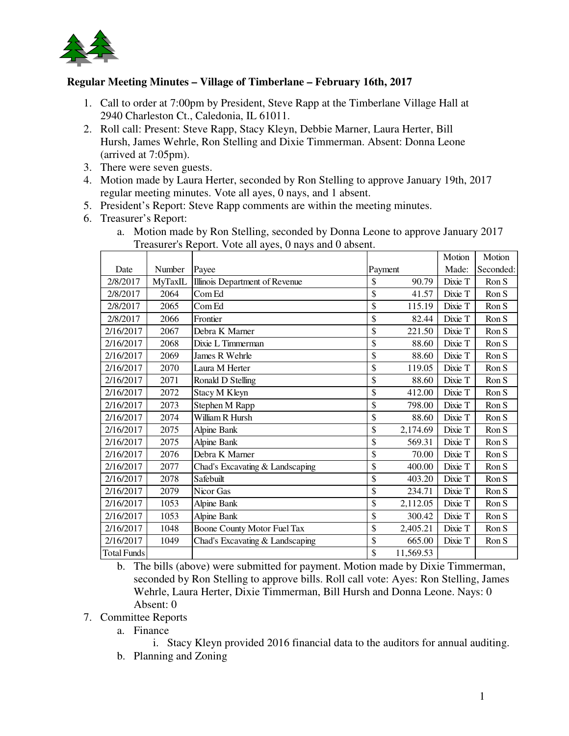## Regular Meeting Minutes – Village of Timberlane – February 16th, 2017

1. Call to order at 7:00pm by President, Steve Rapp at the Timberlane Village Hall at 2940 Charleston Ct., Caledonia, IL 61011.
2. Roll call: Present: Steve Rapp, Stacy Kleyn, Debbie Marner, Laura Herter, Bill Hursh, James Wehrle, Ron Stelling and Dixie Timmerman. Absent: Donna Leone (arrived at 7:05pm).
3. There were seven guests.
4. Motion made by Laura Herter, seconded by Ron Stelling to approve January 19th, 2017 regular meeting minutes. Vote all ayes, 0 nays, and 1 absent.
5. President's Report: Steve Rapp comments are within the meeting minutes.
6. Treasurer's Report:
   a. Motion made by Ron Stelling, seconded by Donna Leone to approve January 2017 Treasurer's Report. Vote all ayes, 0 nays and 0 absent.

| Date | Number | Payee | Payment | Motion Made: | Motion Seconded: |
|---|---|---|---|---|---|
| 2/8/2017 | MyTaxIL | Illinois Department of Revenue | $ 90.79 | Dixie T | Ron S |
| 2/8/2017 | 2064 | Com Ed | $ 41.57 | Dixie T | Ron S |
| 2/8/2017 | 2065 | Com Ed | $ 115.19 | Dixie T | Ron S |
| 2/8/2017 | 2066 | Frontier | $ 82.44 | Dixie T | Ron S |
| 2/16/2017 | 2067 | Debra K Marner | $ 221.50 | Dixie T | Ron S |
| 2/16/2017 | 2068 | Dixie L Timmerman | $ 88.60 | Dixie T | Ron S |
| 2/16/2017 | 2069 | James R Wehrle | $ 88.60 | Dixie T | Ron S |
| 2/16/2017 | 2070 | Laura M Herter | $ 119.05 | Dixie T | Ron S |
| 2/16/2017 | 2071 | Ronald D Stelling | $ 88.60 | Dixie T | Ron S |
| 2/16/2017 | 2072 | Stacy M Kleyn | $ 412.00 | Dixie T | Ron S |
| 2/16/2017 | 2073 | Stephen M Rapp | $ 798.00 | Dixie T | Ron S |
| 2/16/2017 | 2074 | William R Hursh | $ 88.60 | Dixie T | Ron S |
| 2/16/2017 | 2075 | Alpine Bank | $ 2,174.69 | Dixie T | Ron S |
| 2/16/2017 | 2075 | Alpine Bank | $ 569.31 | Dixie T | Ron S |
| 2/16/2017 | 2076 | Debra K Marner | $ 70.00 | Dixie T | Ron S |
| 2/16/2017 | 2077 | Chad's Excavating & Landscaping | $ 400.00 | Dixie T | Ron S |
| 2/16/2017 | 2078 | Safebuilt | $ 403.20 | Dixie T | Ron S |
| 2/16/2017 | 2079 | Nicor Gas | $ 234.71 | Dixie T | Ron S |
| 2/16/2017 | 1053 | Alpine Bank | $ 2,112.05 | Dixie T | Ron S |
| 2/16/2017 | 1053 | Alpine Bank | $ 300.42 | Dixie T | Ron S |
| 2/16/2017 | 1048 | Boone County Motor Fuel Tax | $ 2,405.21 | Dixie T | Ron S |
| 2/16/2017 | 1049 | Chad's Excavating & Landscaping | $ 665.00 | Dixie T | Ron S |
| Total Funds | | | $ 11,569.53 | | |

   b. The bills (above) were submitted for payment. Motion made by Dixie Timmerman, seconded by Ron Stelling to approve bills. Roll call vote: Ayes: Ron Stelling, James Wehrle, Laura Herter, Dixie Timmerman, Bill Hursh and Donna Leone. Nays: 0 Absent: 0
7. Committee Reports
   a. Finance
      i. Stacy Kleyn provided 2016 financial data to the auditors for annual auditing.
   b. Planning and Zoning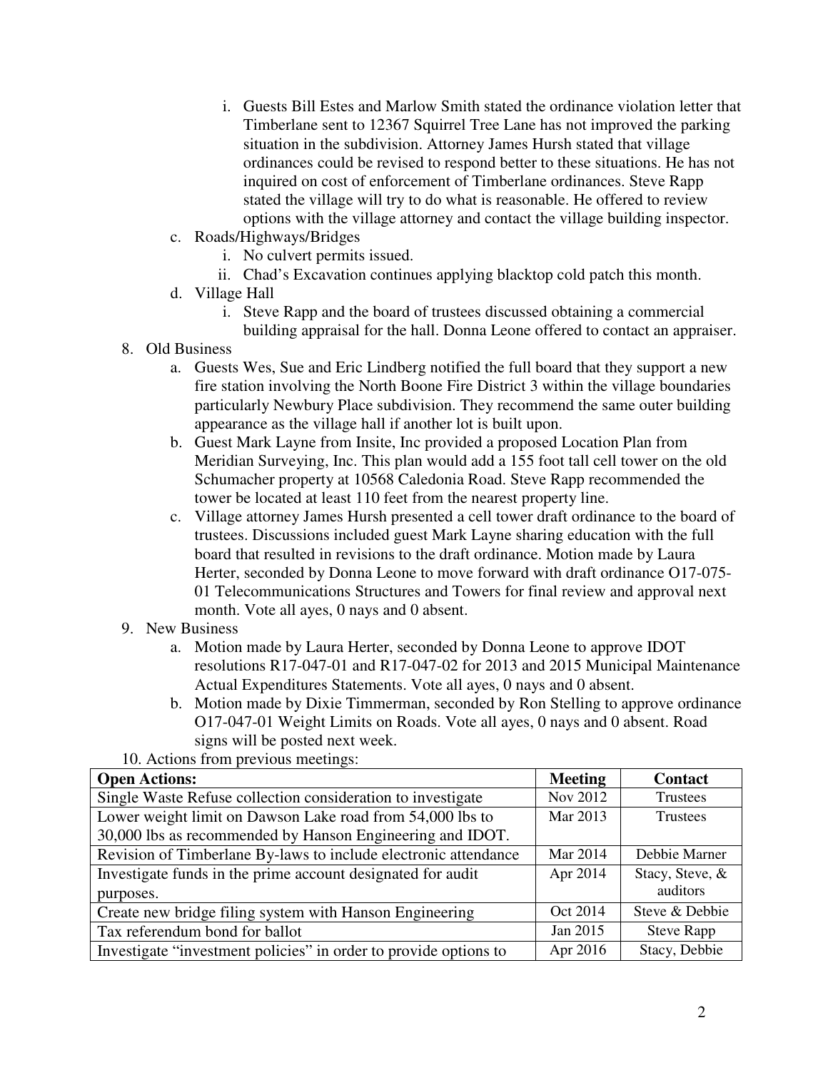i. Guests Bill Estes and Marlow Smith stated the ordinance violation letter that Timberlane sent to 12367 Squirrel Tree Lane has not improved the parking situation in the subdivision. Attorney James Hursh stated that village ordinances could be revised to respond better to these situations. He has not inquired on cost of enforcement of Timberlane ordinances. Steve Rapp stated the village will try to do what is reasonable. He offered to review options with the village attorney and contact the village building inspector.

c. Roads/Highways/Bridges
   i. No culvert permits issued.
   ii. Chad's Excavation continues applying blacktop cold patch this month.

d. Village Hall
   i. Steve Rapp and the board of trustees discussed obtaining a commercial building appraisal for the hall. Donna Leone offered to contact an appraiser.

8. Old Business
   a. Guests Wes, Sue and Eric Lindberg notified the full board that they support a new fire station involving the North Boone Fire District 3 within the village boundaries particularly Newbury Place subdivision. They recommend the same outer building appearance as the village hall if another lot is built upon.
   b. Guest Mark Layne from Insite, Inc provided a proposed Location Plan from Meridian Surveying, Inc. This plan would add a 155 foot tall cell tower on the old Schumacher property at 10568 Caledonia Road. Steve Rapp recommended the tower be located at least 110 feet from the nearest property line.
   c. Village attorney James Hursh presented a cell tower draft ordinance to the board of trustees. Discussions included guest Mark Layne sharing education with the full board that resulted in revisions to the draft ordinance. Motion made by Laura Herter, seconded by Donna Leone to move forward with draft ordinance O17-075-01 Telecommunications Structures and Towers for final review and approval next month. Vote all ayes, 0 nays and 0 absent.

9. New Business
   a. Motion made by Laura Herter, seconded by Donna Leone to approve IDOT resolutions R17-047-01 and R17-047-02 for 2013 and 2015 Municipal Maintenance Actual Expenditures Statements. Vote all ayes, 0 nays and 0 absent.
   b. Motion made by Dixie Timmerman, seconded by Ron Stelling to approve ordinance O17-047-01 Weight Limits on Roads. Vote all ayes, 0 nays and 0 absent. Road signs will be posted next week.

10. Actions from previous meetings:

| **Open Actions:** | **Meeting** | **Contact** |
|---|---|---|
| Single Waste Refuse collection consideration to investigate | Nov 2012 | Trustees |
| Lower weight limit on Dawson Lake road from 54,000 lbs to 30,000 lbs as recommended by Hanson Engineering and IDOT. | Mar 2013 | Trustees |
| Revision of Timberlane By-laws to include electronic attendance | Mar 2014 | Debbie Marner |
| Investigate funds in the prime account designated for audit purposes. | Apr 2014 | Stacy, Steve, & auditors |
| Create new bridge filing system with Hanson Engineering | Oct 2014 | Steve & Debbie |
| Tax referendum bond for ballot | Jan 2015 | Steve Rapp |
| Investigate "investment policies" in order to provide options to | Apr 2016 | Stacy, Debbie |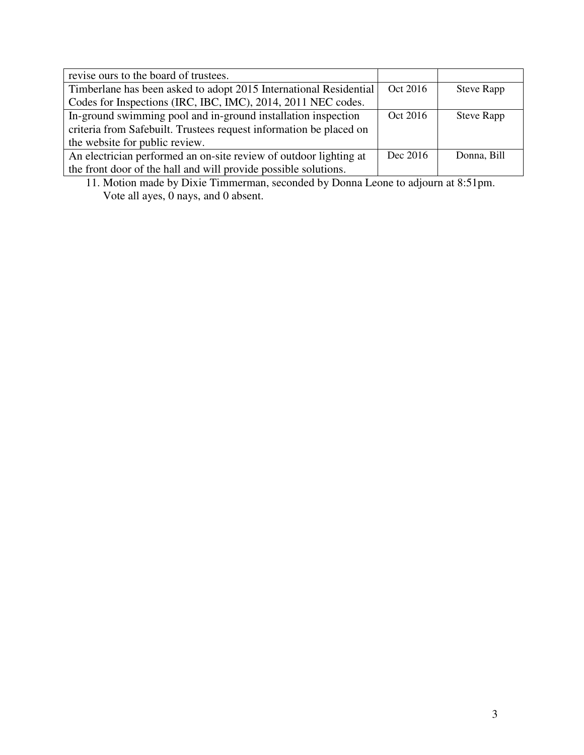| | | |
|---|---|---|
| revise ours to the board of trustees. | | |
| Timberlane has been asked to adopt 2015 International Residential Codes for Inspections (IRC, IBC, IMC), 2014, 2011 NEC codes. | Oct 2016 | Steve Rapp |
| In-ground swimming pool and in-ground installation inspection criteria from Safebuilt. Trustees request information be placed on the website for public review. | Oct 2016 | Steve Rapp |
| An electrician performed an on-site review of outdoor lighting at the front door of the hall and will provide possible solutions. | Dec 2016 | Donna, Bill |

11. Motion made by Dixie Timmerman, seconded by Donna Leone to adjourn at 8:51pm. Vote all ayes, 0 nays, and 0 absent.